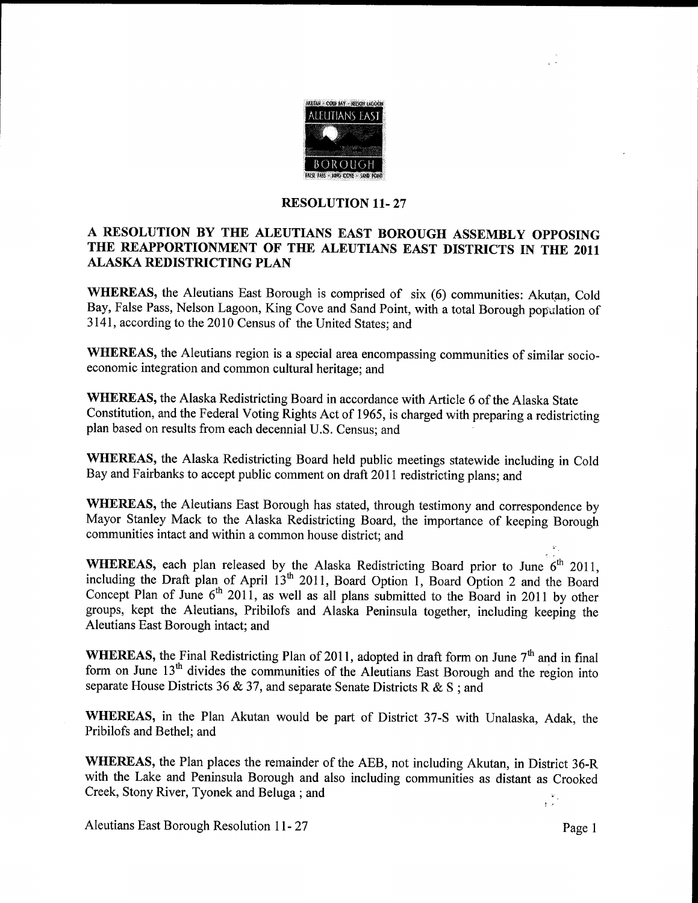# RESOLUTION 11- 27

## A RESOLUTION BY THE ALEUTIANS EAST BOROUGH ASSEMBLY OPPOSING THE REAPPORTIONMENT OF THE ALEUTIANS EAST DISTRICTS IN THE 2011 ALASKA REDISTRICTING PLAN

**WHEREAS,** the Aleutians East Borough is comprised of six (6) communities: Akutan, Cold Bay, False Pass, Nelson Lagoon, King Cove and Sand Point, with a total Borough population of 3141, according to the 2010 Census of the United States; and

**WHEREAS,** the Aleutians region is a special area encompassing communities of similar socio-economic integration and common cultural heritage; and

**WHEREAS,** the Alaska Redistricting Board in accordance with Article 6 of the Alaska State Constitution, and the Federal Voting Rights Act of 1965, is charged with preparing a redistricting plan based on results from each decennial U.S. Census; and

**WHEREAS,** the Alaska Redistricting Board held public meetings statewide including in Cold Bay and Fairbanks to accept public comment on draft 2011 redistricting plans; and

**WHEREAS,** the Aleutians East Borough has stated, through testimony and correspondence by Mayor Stanley Mack to the Alaska Redistricting Board, the importance of keeping Borough communities intact and within a common house district; and

**WHEREAS,** each plan released by the Alaska Redistricting Board prior to June 6th 2011, including the Draft plan of April 13th 2011, Board Option 1, Board Option 2 and the Board Concept Plan of June 6th 2011, as well as all plans submitted to the Board in 2011 by other groups, kept the Aleutians, Pribilofs and Alaska Peninsula together, including keeping the Aleutians East Borough intact; and

**WHEREAS,** the Final Redistricting Plan of 2011, adopted in draft form on June 7th and in final form on June 13th divides the communities of the Aleutians East Borough and the region into separate House Districts 36 & 37, and separate Senate Districts R & S ; and

**WHEREAS,** in the Plan Akutan would be part of District 37-S with Unalaska, Adak, the Pribilofs and Bethel; and

**WHEREAS,** the Plan places the remainder of the AEB, not including Akutan, in District 36-R with the Lake and Peninsula Borough and also including communities as distant as Crooked Creek, Stony River, Tyonek and Beluga ; and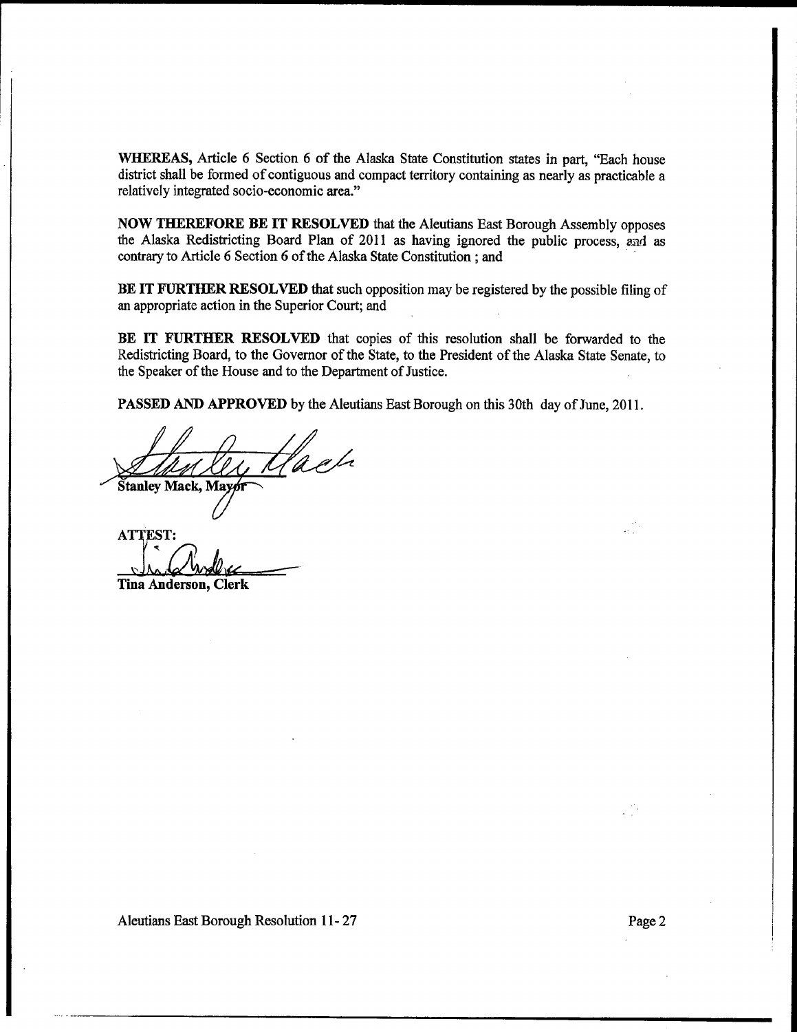**WHEREAS,** Article 6 Section 6 of the Alaska State Constitution states in part, "Each house district shall be formed of contiguous and compact territory containing as nearly as practicable a relatively integrated socio-economic area."

**NOW THEREFORE BE IT RESOLVED** that the Aleutians East Borough Assembly opposes the Alaska Redistricting Board Plan of 2011 as having ignored the public process, and as contrary to Article 6 Section 6 of the Alaska State Constitution ; and

**BE IT FURTHER RESOLVED** that such opposition may be registered by the possible filing of an appropriate action in the Superior Court; and

**BE IT FURTHER RESOLVED** that copies of this resolution shall be forwarded to the Redistricting Board, to the Governor of the State, to the President of the Alaska State Senate, to the Speaker of the House and to the Department of Justice.

**PASSED AND APPROVED** by the Aleutians East Borough on this 30th day of June, 2011.

**Stanley Mack, Mayor**

**ATTEST:**

**Tina Anderson, Clerk**

Aleutians East Borough Resolution 11-27